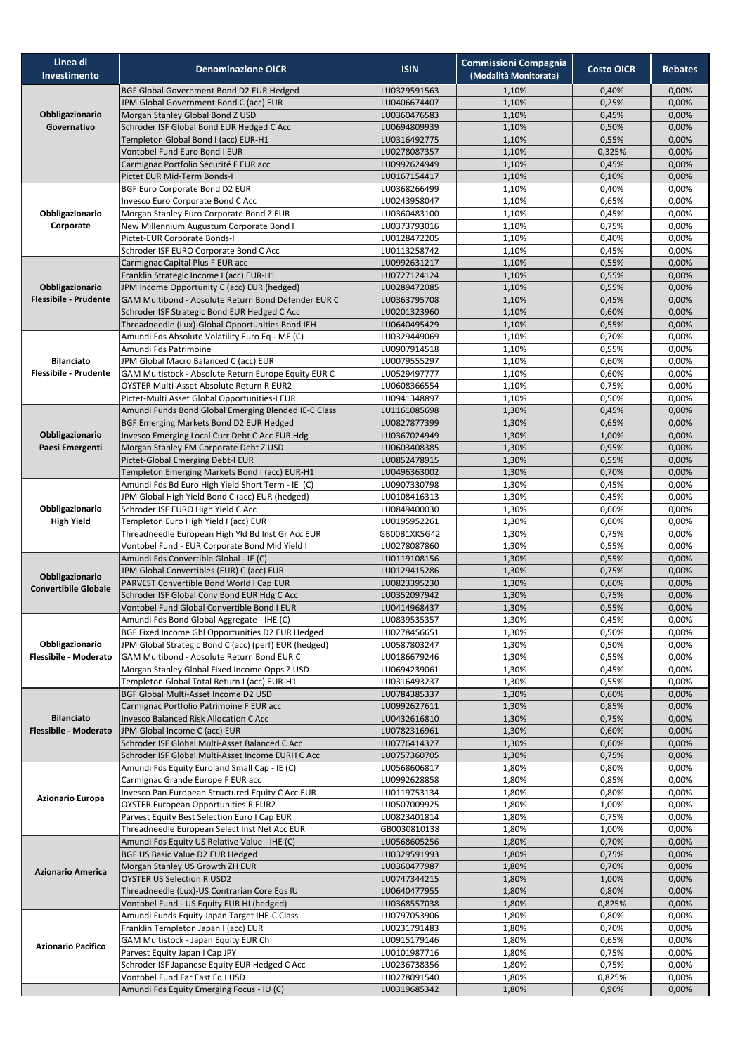| Linea di Investimento | Denominazione OICR | ISIN | Commissioni Compagnia (Modalità Monitorata) | Costo OICR | Rebates |
|---|---|---|---|---|---|
| Obbligazionario Governativo | BGF Global Government Bond D2 EUR Hedged | LU0329591563 | 1,10% | 0,40% | 0,00% |
| | JPM Global Government Bond C (acc) EUR | LU0406674407 | 1,10% | 0,25% | 0,00% |
| | Morgan Stanley Global Bond Z USD | LU0360476583 | 1,10% | 0,45% | 0,00% |
| | Schroder ISF Global Bond EUR Hedged C Acc | LU0694809939 | 1,10% | 0,50% | 0,00% |
| | Templeton Global Bond I (acc) EUR-H1 | LU0316492775 | 1,10% | 0,55% | 0,00% |
| | Vontobel Fund Euro Bond I EUR | LU0278087357 | 1,10% | 0,325% | 0,00% |
| | Carmignac Portfolio Sécurité F EUR acc | LU0992624949 | 1,10% | 0,45% | 0,00% |
| | Pictet EUR Mid-Term Bonds-I | LU0167154417 | 1,10% | 0,10% | 0,00% |
| Obbligazionario Corporate | BGF Euro Corporate Bond D2 EUR | LU0368266499 | 1,10% | 0,40% | 0,00% |
| | Invesco Euro Corporate Bond C Acc | LU0243958047 | 1,10% | 0,65% | 0,00% |
| | Morgan Stanley Euro Corporate Bond Z EUR | LU0360483100 | 1,10% | 0,45% | 0,00% |
| | New Millennium Augustum Corporate Bond I | LU0373793016 | 1,10% | 0,75% | 0,00% |
| | Pictet-EUR Corporate Bonds-I | LU0128472205 | 1,10% | 0,40% | 0,00% |
| | Schroder ISF EURO Corporate Bond C Acc | LU0113258742 | 1,10% | 0,45% | 0,00% |
| Obbligazionario Flessibile - Prudente | Carmignac Capital Plus F EUR acc | LU0992631217 | 1,10% | 0,55% | 0,00% |
| | Franklin Strategic Income I (acc) EUR-H1 | LU0727124124 | 1,10% | 0,55% | 0,00% |
| | JPM Income Opportunity C (acc) EUR (hedged) | LU0289472085 | 1,10% | 0,55% | 0,00% |
| | GAM Multibond - Absolute Return Bond Defender EUR C | LU0363795708 | 1,10% | 0,45% | 0,00% |
| | Schroder ISF Strategic Bond EUR Hedged C Acc | LU0201323960 | 1,10% | 0,60% | 0,00% |
| | Threadneedle (Lux)-Global Opportunities Bond IEH | LU0640495429 | 1,10% | 0,55% | 0,00% |
| Bilanciato Flessibile - Prudente | Amundi Fds Absolute Volatility Euro Eq - ME (C) | LU0329449069 | 1,10% | 0,70% | 0,00% |
| | Amundi Fds Patrimoine | LU0907914518 | 1,10% | 0,55% | 0,00% |
| | JPM Global Macro Balanced C (acc) EUR | LU0079555297 | 1,10% | 0,60% | 0,00% |
| | GAM Multistock - Absolute Return Europe Equity EUR C | LU0529497777 | 1,10% | 0,60% | 0,00% |
| | OYSTER Multi-Asset Absolute Return R EUR2 | LU0608366554 | 1,10% | 0,75% | 0,00% |
| | Pictet-Multi Asset Global Opportunities-I EUR | LU0941348897 | 1,10% | 0,50% | 0,00% |
| Obbligazionario Paesi Emergenti | Amundi Funds Bond Global Emerging Blended IE-C Class | LU1161085698 | 1,30% | 0,45% | 0,00% |
| | BGF Emerging Markets Bond D2 EUR Hedged | LU0827877399 | 1,30% | 0,65% | 0,00% |
| | Invesco Emerging Local Curr Debt C Acc EUR Hdg | LU0367024949 | 1,30% | 1,00% | 0,00% |
| | Morgan Stanley EM Corporate Debt Z USD | LU0603408385 | 1,30% | 0,95% | 0,00% |
| | Pictet-Global Emerging Debt-I EUR | LU0852478915 | 1,30% | 0,55% | 0,00% |
| | Templeton Emerging Markets Bond I (acc) EUR-H1 | LU0496363002 | 1,30% | 0,70% | 0,00% |
| Obbligazionario High Yield | Amundi Fds Bd Euro High Yield Short Term - IE (C) | LU0907330798 | 1,30% | 0,45% | 0,00% |
| | JPM Global High Yield Bond C (acc) EUR (hedged) | LU0108416313 | 1,30% | 0,45% | 0,00% |
| | Schroder ISF EURO High Yield C Acc | LU0849400030 | 1,30% | 0,60% | 0,00% |
| | Templeton Euro High Yield I (acc) EUR | LU0195952261 | 1,30% | 0,60% | 0,00% |
| | Threadneedle European High Yld Bd Inst Gr Acc EUR | GB00B1XK5G42 | 1,30% | 0,75% | 0,00% |
| | Vontobel Fund - EUR Corporate Bond Mid Yield I | LU0278087860 | 1,30% | 0,55% | 0,00% |
| Obbligazionario Convertibile Globale | Amundi Fds Convertible Global - IE (C) | LU0119108156 | 1,30% | 0,55% | 0,00% |
| | JPM Global Convertibles (EUR) C (acc) EUR | LU0129415286 | 1,30% | 0,75% | 0,00% |
| | PARVEST Convertible Bond World I Cap EUR | LU0823395230 | 1,30% | 0,60% | 0,00% |
| | Schroder ISF Global Conv Bond EUR Hdg C Acc | LU0352097942 | 1,30% | 0,75% | 0,00% |
| | Vontobel Fund Global Convertible Bond I EUR | LU0414968437 | 1,30% | 0,55% | 0,00% |
| Obbligazionario Flessibile - Moderato | Amundi Fds Bond Global Aggregate - IHE (C) | LU0839535357 | 1,30% | 0,45% | 0,00% |
| | BGF Fixed Income Gbl Opportunities D2 EUR Hedged | LU0278456651 | 1,30% | 0,50% | 0,00% |
| | JPM Global Strategic Bond C (acc) (perf) EUR (hedged) | LU0587803247 | 1,30% | 0,50% | 0,00% |
| | GAM Multibond - Absolute Return Bond EUR C | LU0186679246 | 1,30% | 0,55% | 0,00% |
| | Morgan Stanley Global Fixed Income Opps Z USD | LU0694239061 | 1,30% | 0,45% | 0,00% |
| | Templeton Global Total Return I (acc) EUR-H1 | LU0316493237 | 1,30% | 0,55% | 0,00% |
| Bilanciato Flessibile - Moderato | BGF Global Multi-Asset Income D2 USD | LU0784385337 | 1,30% | 0,60% | 0,00% |
| | Carmignac Portfolio Patrimoine F EUR acc | LU0992627611 | 1,30% | 0,85% | 0,00% |
| | Invesco Balanced Risk Allocation C Acc | LU0432616810 | 1,30% | 0,75% | 0,00% |
| | JPM Global Income C (acc) EUR | LU0782316961 | 1,30% | 0,60% | 0,00% |
| | Schroder ISF Global Multi-Asset Balanced C Acc | LU0776414327 | 1,30% | 0,60% | 0,00% |
| | Schroder ISF Global Multi-Asset Income EURH C Acc | LU0757360705 | 1,30% | 0,75% | 0,00% |
| Azionario Europa | Amundi Fds Equity Euroland Small Cap - IE (C) | LU0568606817 | 1,80% | 0,80% | 0,00% |
| | Carmignac Grande Europe F EUR acc | LU0992628858 | 1,80% | 0,85% | 0,00% |
| | Invesco Pan European Structured Equity C Acc EUR | LU0119753134 | 1,80% | 0,80% | 0,00% |
| | OYSTER European Opportunities R EUR2 | LU0507009925 | 1,80% | 1,00% | 0,00% |
| | Parvest Equity Best Selection Euro I Cap EUR | LU0823401814 | 1,80% | 0,75% | 0,00% |
| | Threadneedle European Select Inst Net Acc EUR | GB0030810138 | 1,80% | 1,00% | 0,00% |
| Azionario America | Amundi Fds Equity US Relative Value - IHE (C) | LU0568605256 | 1,80% | 0,70% | 0,00% |
| | BGF US Basic Value D2 EUR Hedged | LU0329591993 | 1,80% | 0,75% | 0,00% |
| | Morgan Stanley US Growth ZH EUR | LU0360477987 | 1,80% | 0,70% | 0,00% |
| | OYSTER US Selection R USD2 | LU0747344215 | 1,80% | 1,00% | 0,00% |
| | Threadneedle (Lux)-US Contrarian Core Eqs IU | LU0640477955 | 1,80% | 0,80% | 0,00% |
| | Vontobel Fund - US Equity EUR HI (hedged) | LU0368557038 | 1,80% | 0,825% | 0,00% |
| Azionario Pacifico | Amundi Funds Equity Japan Target IHE-C Class | LU0797053906 | 1,80% | 0,80% | 0,00% |
| | Franklin Templeton Japan I (acc) EUR | LU0231791483 | 1,80% | 0,70% | 0,00% |
| | GAM Multistock - Japan Equity EUR Ch | LU0915179146 | 1,80% | 0,65% | 0,00% |
| | Parvest Equity Japan I Cap JPY | LU0101987716 | 1,80% | 0,75% | 0,00% |
| | Schroder ISF Japanese Equity EUR Hedged C Acc | LU0236738356 | 1,80% | 0,75% | 0,00% |
| | Vontobel Fund Far East Eq I USD | LU0278091540 | 1,80% | 0,825% | 0,00% |
| | Amundi Fds Equity Emerging Focus - IU (C) | LU0319685342 | 1,80% | 0,90% | 0,00% |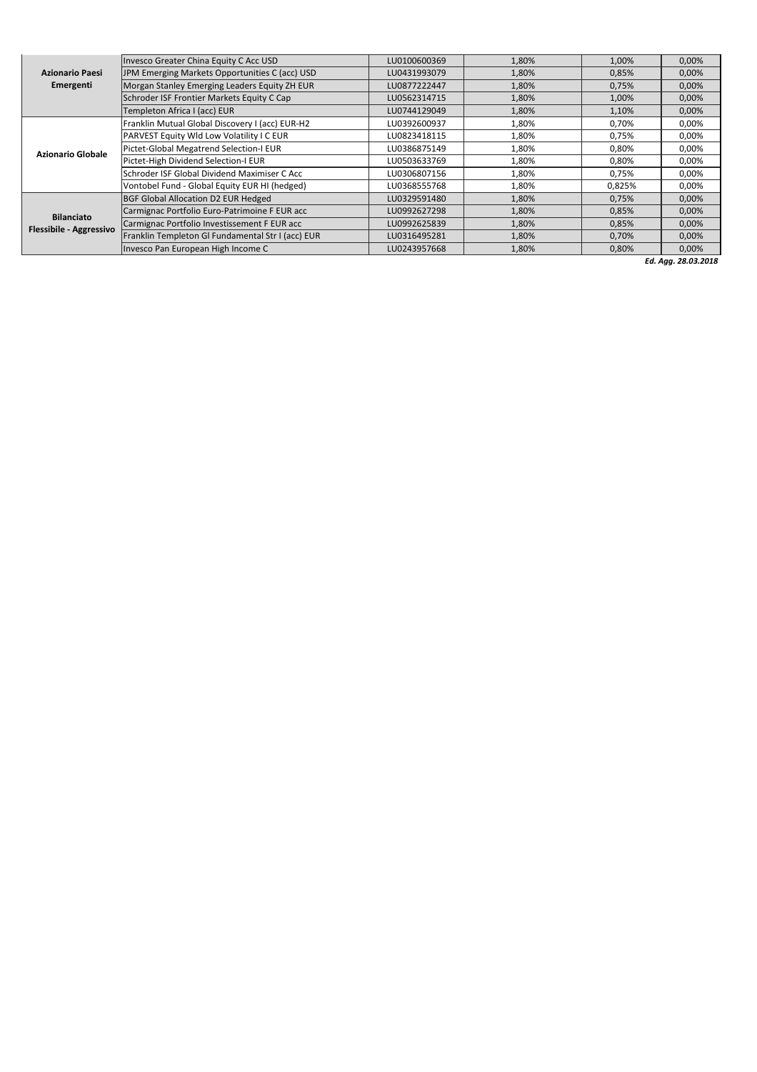| | | | | | |
|---|---|---|---|---|---|
| **Azionario Paesi Emergenti** | Invesco Greater China Equity C Acc USD | LU0100600369 | 1,80% | 1,00% | 0,00% |
| | JPM Emerging Markets Opportunities C (acc) USD | LU0431993079 | 1,80% | 0,85% | 0,00% |
| | Morgan Stanley Emerging Leaders Equity ZH EUR | LU0877222447 | 1,80% | 0,75% | 0,00% |
| | Schroder ISF Frontier Markets Equity C Cap | LU0562314715 | 1,80% | 1,00% | 0,00% |
| | Templeton Africa I (acc) EUR | LU0744129049 | 1,80% | 1,10% | 0,00% |
| **Azionario Globale** | Franklin Mutual Global Discovery I (acc) EUR-H2 | LU0392600937 | 1,80% | 0,70% | 0,00% |
| | PARVEST Equity Wld Low Volatility I C EUR | LU0823418115 | 1,80% | 0,75% | 0,00% |
| | Pictet-Global Megatrend Selection-I EUR | LU0386875149 | 1,80% | 0,80% | 0,00% |
| | Pictet-High Dividend Selection-I EUR | LU0503633769 | 1,80% | 0,80% | 0,00% |
| | Schroder ISF Global Dividend Maximiser C Acc | LU0306807156 | 1,80% | 0,75% | 0,00% |
| | Vontobel Fund - Global Equity EUR HI (hedged) | LU0368555768 | 1,80% | 0,825% | 0,00% |
| **Bilanciato Flessibile - Aggressivo** | BGF Global Allocation D2 EUR Hedged | LU0329591480 | 1,80% | 0,75% | 0,00% |
| | Carmignac Portfolio Euro-Patrimoine F EUR acc | LU0992627298 | 1,80% | 0,85% | 0,00% |
| | Carmignac Portfolio Investissement F EUR acc | LU0992625839 | 1,80% | 0,85% | 0,00% |
| | Franklin Templeton Gl Fundamental Str I (acc) EUR | LU0316495281 | 1,80% | 0,70% | 0,00% |
| | Invesco Pan European High Income C | LU0243957668 | 1,80% | 0,80% | 0,00% |

*Ed. Agg. 28.03.2018*